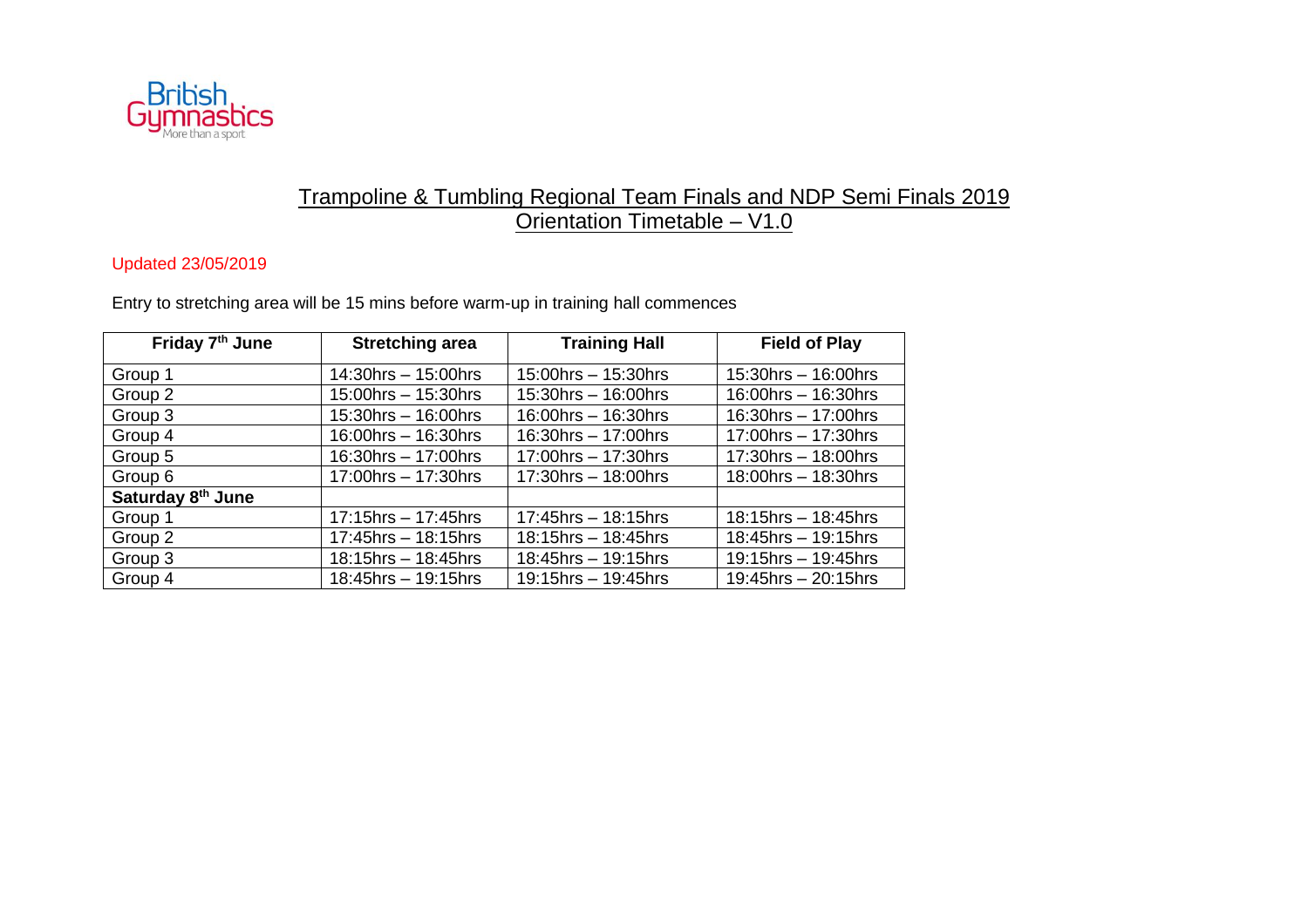# Trampoline & Tumbling Regional Team Finals and NDP Semi Finals 2019
## Orientation Timetable – V1.0

Updated 23/05/2019

Entry to stretching area will be 15 mins before warm-up in training hall commences

| Friday 7th June | Stretching area | Training Hall | Field of Play |
|---|---|---|---|
| Group 1 | 14:30hrs – 15:00hrs | 15:00hrs – 15:30hrs | 15:30hrs – 16:00hrs |
| Group 2 | 15:00hrs – 15:30hrs | 15:30hrs – 16:00hrs | 16:00hrs – 16:30hrs |
| Group 3 | 15:30hrs – 16:00hrs | 16:00hrs – 16:30hrs | 16:30hrs – 17:00hrs |
| Group 4 | 16:00hrs – 16:30hrs | 16:30hrs – 17:00hrs | 17:00hrs – 17:30hrs |
| Group 5 | 16:30hrs – 17:00hrs | 17:00hrs – 17:30hrs | 17:30hrs – 18:00hrs |
| Group 6 | 17:00hrs – 17:30hrs | 17:30hrs – 18:00hrs | 18:00hrs – 18:30hrs |
| **Saturday 8th June** | | | |
| Group 1 | 17:15hrs – 17:45hrs | 17:45hrs – 18:15hrs | 18:15hrs – 18:45hrs |
| Group 2 | 17:45hrs – 18:15hrs | 18:15hrs – 18:45hrs | 18:45hrs – 19:15hrs |
| Group 3 | 18:15hrs – 18:45hrs | 18:45hrs – 19:15hrs | 19:15hrs – 19:45hrs |
| Group 4 | 18:45hrs – 19:15hrs | 19:15hrs – 19:45hrs | 19:45hrs – 20:15hrs |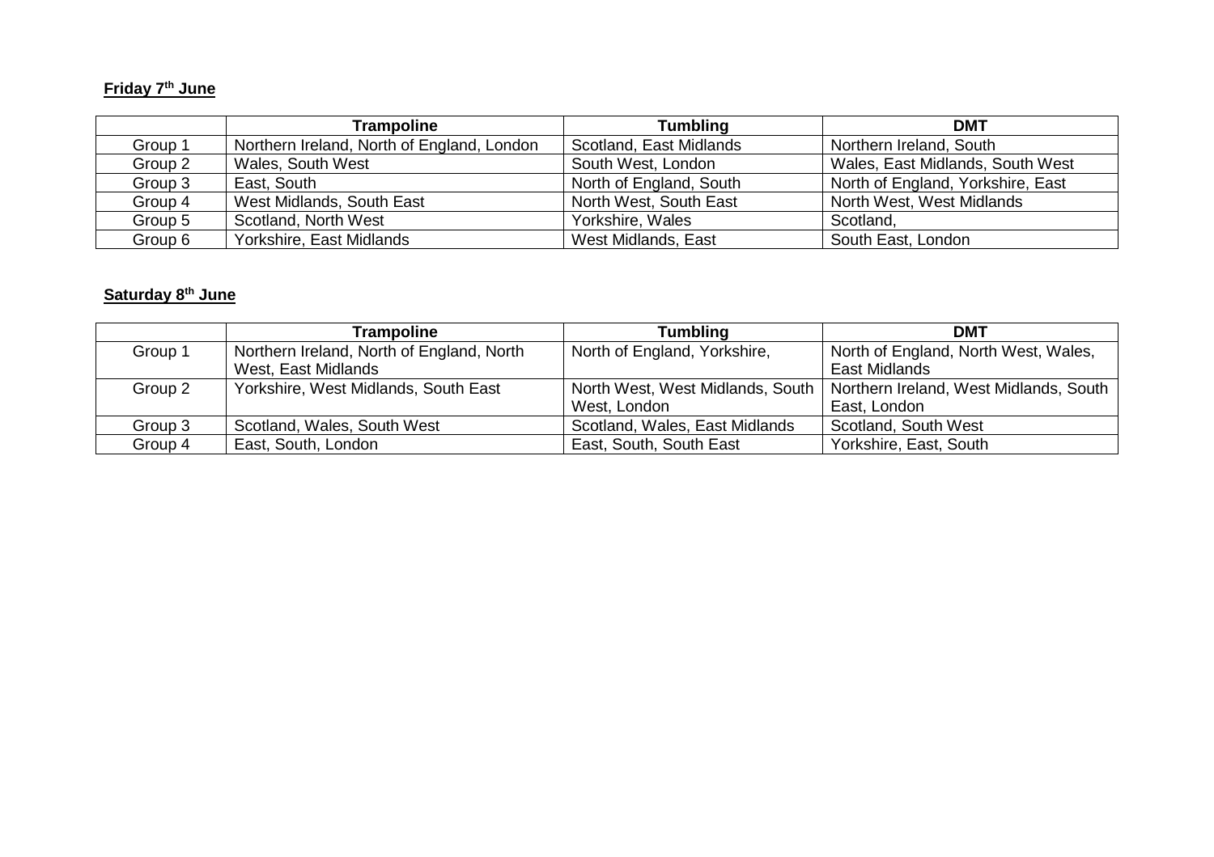**Friday 7th June**

| | Trampoline | Tumbling | DMT |
|---|---|---|---|
| Group 1 | Northern Ireland, North of England, London | Scotland, East Midlands | Northern Ireland, South |
| Group 2 | Wales, South West | South West, London | Wales, East Midlands, South West |
| Group 3 | East, South | North of England, South | North of England, Yorkshire, East |
| Group 4 | West Midlands, South East | North West, South East | North West, West Midlands |
| Group 5 | Scotland, North West | Yorkshire, Wales | Scotland, |
| Group 6 | Yorkshire, East Midlands | West Midlands, East | South East, London |

**Saturday 8th June**

| | Trampoline | Tumbling | DMT |
|---|---|---|---|
| Group 1 | Northern Ireland, North of England, North West, East Midlands | North of England, Yorkshire, | North of England, North West, Wales, East Midlands |
| Group 2 | Yorkshire, West Midlands, South East | North West, West Midlands, South West, London | Northern Ireland, West Midlands, South East, London |
| Group 3 | Scotland, Wales, South West | Scotland, Wales, East Midlands | Scotland, South West |
| Group 4 | East, South, London | East, South, South East | Yorkshire, East, South |